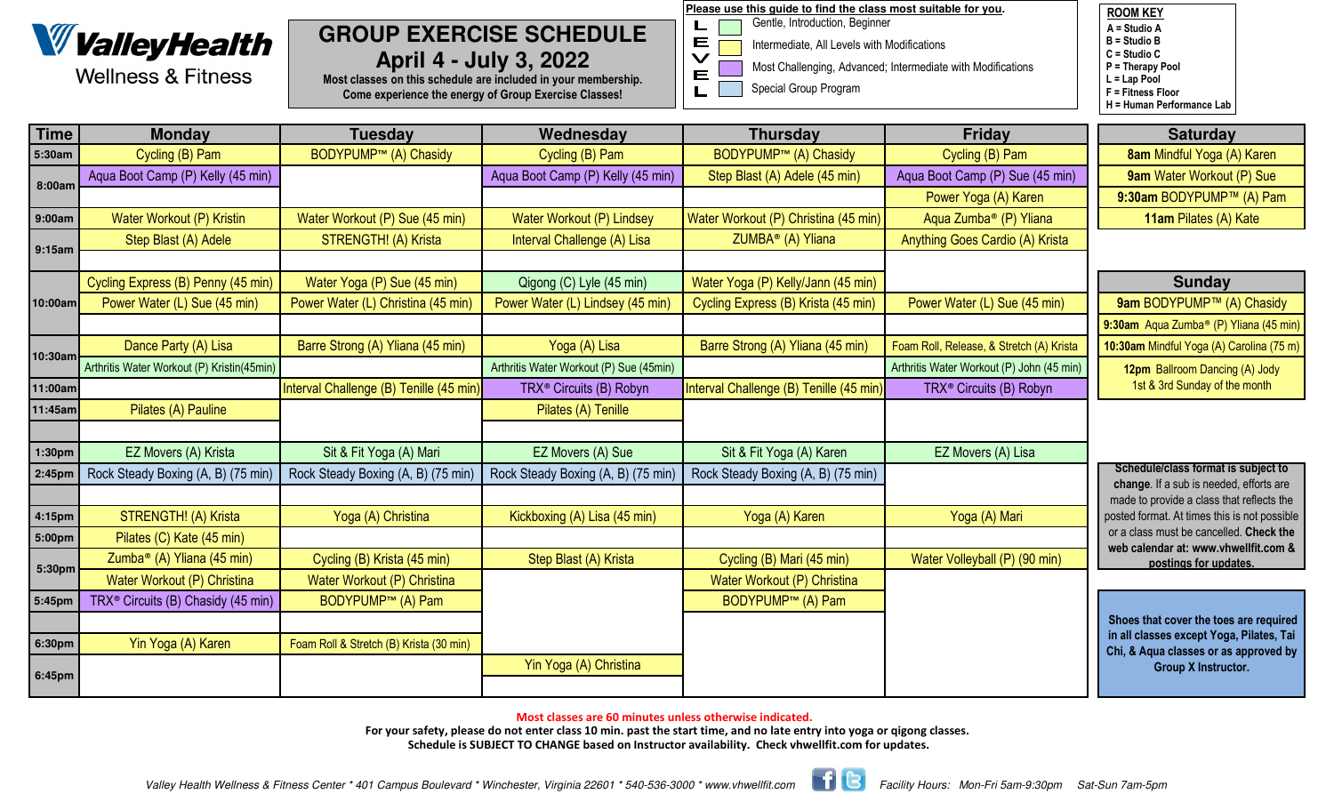**ValleyHealth** Wellness & Fitness

# GROUP EXERCISE SCHEDULE

## April 4 - July 3, 2022

**Most classes on this schedule are included in your membership. Come experience the energy of Group Exercise Classes!**

**Please use this guide to find the class most suitable for you.**

LEVEL:
- Gentle, Introduction, Beginner
- Intermediate, All Levels with Modifications
- Most Challenging, Advanced; Intermediate with Modifications
- Special Group Program

**ROOM KEY**
- A = Studio A
- B = Studio B
- C = Studio C
- P = Therapy Pool
- L = Lap Pool
- F = Fitness Floor
- H = Human Performance Lab

| Time | Monday | Tuesday | Wednesday | Thursday | Friday |
|---|---|---|---|---|---|
| 5:30am | Cycling (B) Pam | BODYPUMP™ (A) Chasidy | Cycling (B) Pam | BODYPUMP™ (A) Chasidy | Cycling (B) Pam |
| 8:00am | Aqua Boot Camp (P) Kelly (45 min) | | Aqua Boot Camp (P) Kelly (45 min) | Step Blast (A) Adele (45 min) | Aqua Boot Camp (P) Sue (45 min) |
| | | | | | Power Yoga (A) Karen |
| 9:00am | Water Workout (P) Kristin | Water Workout (P) Sue (45 min) | Water Workout (P) Lindsey | Water Workout (P) Christina (45 min) | Aqua Zumba® (P) Yliana |
| 9:15am | Step Blast (A) Adele | STRENGTH! (A) Krista | Interval Challenge (A) Lisa | ZUMBA® (A) Yliana | Anything Goes Cardio (A) Krista |
| 10:00am | Cycling Express (B) Penny (45 min) | Water Yoga (P) Sue (45 min) | Qigong (C) Lyle (45 min) | Water Yoga (P) Kelly/Jann (45 min) | |
| | Power Water (L) Sue (45 min) | Power Water (L) Christina (45 min) | Power Water (L) Lindsey (45 min) | Cycling Express (B) Krista (45 min) | Power Water (L) Sue (45 min) |
| 10:30am | Dance Party (A) Lisa | Barre Strong (A) Yliana (45 min) | Yoga (A) Lisa | Barre Strong (A) Yliana (45 min) | Foam Roll, Release, & Stretch (A) Krista |
| | Arthritis Water Workout (P) Kristin(45min) | | Arthritis Water Workout (P) Sue (45min) | | Arthritis Water Workout (P) John (45 min) |
| 11:00am | | Interval Challenge (B) Tenille (45 min) | TRX® Circuits (B) Robyn | Interval Challenge (B) Tenille (45 min) | TRX® Circuits (B) Robyn |
| 11:45am | Pilates (A) Pauline | | Pilates (A) Tenille | | |
| 1:30pm | EZ Movers (A) Krista | Sit & Fit Yoga (A) Mari | EZ Movers (A) Sue | Sit & Fit Yoga (A) Karen | EZ Movers (A) Lisa |
| 2:45pm | Rock Steady Boxing (A, B) (75 min) | Rock Steady Boxing (A, B) (75 min) | Rock Steady Boxing (A, B) (75 min) | Rock Steady Boxing (A, B) (75 min) | |
| 4:15pm | STRENGTH! (A) Krista | Yoga (A) Christina | Kickboxing (A) Lisa (45 min) | Yoga (A) Karen | Yoga (A) Mari |
| 5:00pm | Pilates (C) Kate (45 min) | | | | |
| 5:30pm | Zumba® (A) Yliana (45 min) | Cycling (B) Krista (45 min) | Step Blast (A) Krista | Cycling (B) Mari (45 min) | Water Volleyball (P) (90 min) |
| | Water Workout (P) Christina | Water Workout (P) Christina | | Water Workout (P) Christina | |
| 5:45pm | TRX® Circuits (B) Chasidy (45 min) | BODYPUMP™ (A) Pam | | BODYPUMP™ (A) Pam | |
| 6:30pm | Yin Yoga (A) Karen | Foam Roll & Stretch (B) Krista (30 min) | | | |
| 6:45pm | | | Yin Yoga (A) Christina | | |

| Saturday |
|---|
| **8am** Mindful Yoga (A) Karen |
| **9am** Water Workout (P) Sue |
| **9:30am** BODYPUMP™ (A) Pam |
| **11am** Pilates (A) Kate |

| Sunday |
|---|
| **9am** BODYPUMP™ (A) Chasidy |
| **9:30am** Aqua Zumba® (P) Yliana (45 min) |
| **10:30am** Mindful Yoga (A) Carolina (75 m) |
| **12pm** Ballroom Dancing (A) Jody 1st & 3rd Sunday of the month |

**Schedule/class format is subject to change.** If a sub is needed, efforts are made to provide a class that reflects the posted format. At times this is not possible or a class must be cancelled. **Check the web calendar at: www.vhwellfit.com & postings for updates.**

**Shoes that cover the toes are required in all classes except Yoga, Pilates, Tai Chi, & Aqua classes or as approved by Group X Instructor.**

**Most classes are 60 minutes unless otherwise indicated.**

**For your safety, please do not enter class 10 min. past the start time, and no late entry into yoga or qigong classes.**

**Schedule is SUBJECT TO CHANGE based on Instructor availability. Check vhwellfit.com for updates.**

*Valley Health Wellness & Fitness Center * 401 Campus Boulevard * Winchester, Virginia 22601 * 540-536-3000 * www.vhwellfit.com*

*Facility Hours: Mon-Fri 5am-9:30pm Sat-Sun 7am-5pm*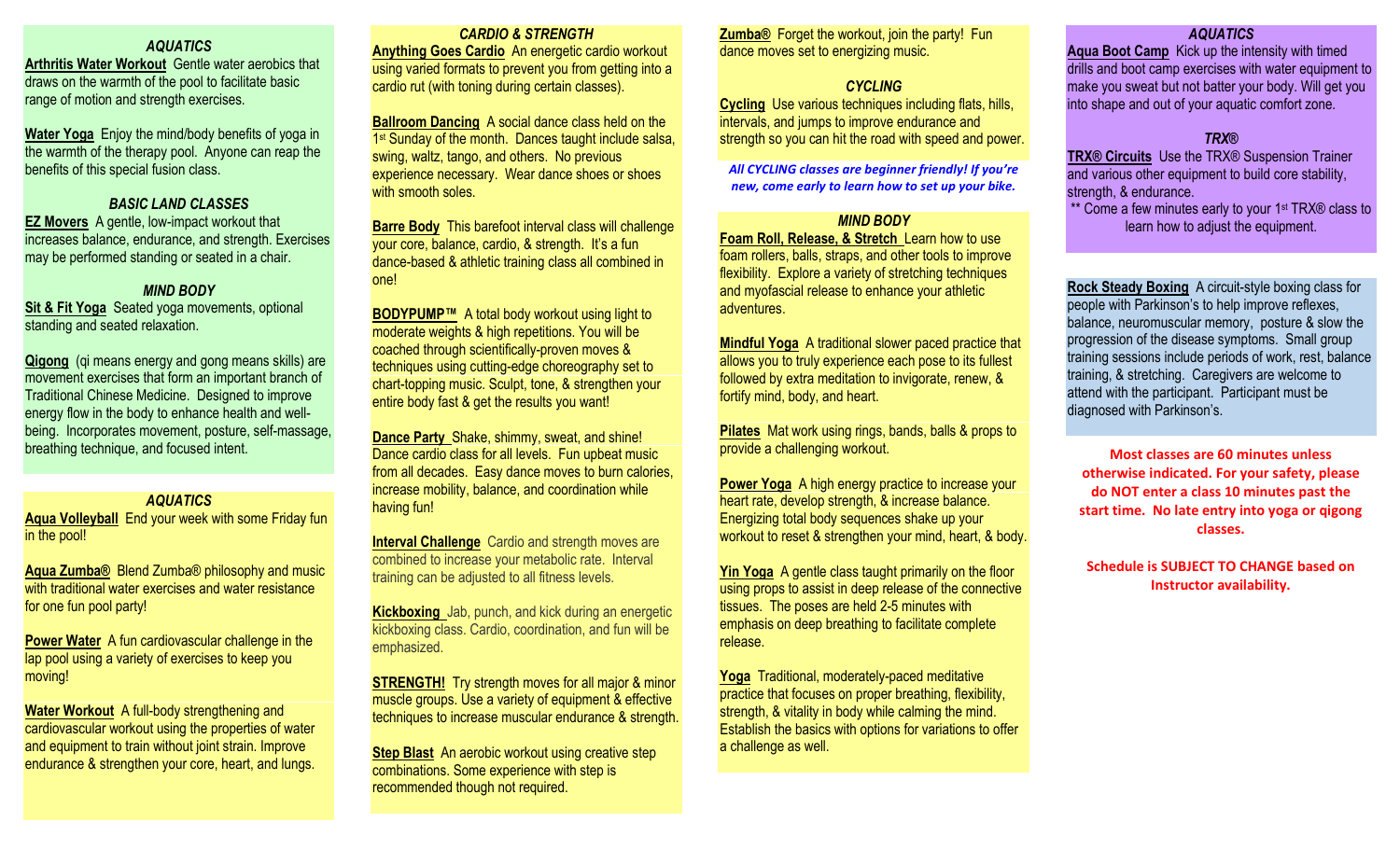### AQUATICS

**Arthritis Water Workout** Gentle water aerobics that draws on the warmth of the pool to facilitate basic range of motion and strength exercises.

**Water Yoga** Enjoy the mind/body benefits of yoga in the warmth of the therapy pool. Anyone can reap the benefits of this special fusion class.

### BASIC LAND CLASSES

**EZ Movers** A gentle, low-impact workout that increases balance, endurance, and strength. Exercises may be performed standing or seated in a chair.

### MIND BODY

**Sit & Fit Yoga** Seated yoga movements, optional standing and seated relaxation.

**Qigong** (qi means energy and gong means skills) are movement exercises that form an important branch of Traditional Chinese Medicine. Designed to improve energy flow in the body to enhance health and well-being. Incorporates movement, posture, self-massage, breathing technique, and focused intent.

### AQUATICS

**Aqua Volleyball** End your week with some Friday fun in the pool!

**Aqua Zumba®** Blend Zumba® philosophy and music with traditional water exercises and water resistance for one fun pool party!

**Power Water** A fun cardiovascular challenge in the lap pool using a variety of exercises to keep you moving!

**Water Workout** A full-body strengthening and cardiovascular workout using the properties of water and equipment to train without joint strain. Improve endurance & strengthen your core, heart, and lungs.

### CARDIO & STRENGTH

**Anything Goes Cardio** An energetic cardio workout using varied formats to prevent you from getting into a cardio rut (with toning during certain classes).

**Ballroom Dancing** A social dance class held on the 1st Sunday of the month. Dances taught include salsa, swing, waltz, tango, and others. No previous experience necessary. Wear dance shoes or shoes with smooth soles.

**Barre Body** This barefoot interval class will challenge your core, balance, cardio, & strength. It's a fun dance-based & athletic training class all combined in one!

**BODYPUMP™** A total body workout using light to moderate weights & high repetitions. You will be coached through scientifically-proven moves & techniques using cutting-edge choreography set to chart-topping music. Sculpt, tone, & strengthen your entire body fast & get the results you want!

**Dance Party** Shake, shimmy, sweat, and shine! Dance cardio class for all levels. Fun upbeat music from all decades. Easy dance moves to burn calories, increase mobility, balance, and coordination while having fun!

**Interval Challenge** Cardio and strength moves are combined to increase your metabolic rate. Interval training can be adjusted to all fitness levels.

**Kickboxing** Jab, punch, and kick during an energetic kickboxing class. Cardio, coordination, and fun will be emphasized.

**STRENGTH!** Try strength moves for all major & minor muscle groups. Use a variety of equipment & effective techniques to increase muscular endurance & strength.

**Step Blast** An aerobic workout using creative step combinations. Some experience with step is recommended though not required.

**Zumba®** Forget the workout, join the party! Fun dance moves set to energizing music.

### CYCLING

**Cycling** Use various techniques including flats, hills, intervals, and jumps to improve endurance and strength so you can hit the road with speed and power.

***All CYCLING classes are beginner friendly! If you're new, come early to learn how to set up your bike.***

### MIND BODY

**Foam Roll, Release, & Stretch** Learn how to use foam rollers, balls, straps, and other tools to improve flexibility. Explore a variety of stretching techniques and myofascial release to enhance your athletic adventures.

**Mindful Yoga** A traditional slower paced practice that allows you to truly experience each pose to its fullest followed by extra meditation to invigorate, renew, & fortify mind, body, and heart.

**Pilates** Mat work using rings, bands, balls & props to provide a challenging workout.

**Power Yoga** A high energy practice to increase your heart rate, develop strength, & increase balance. Energizing total body sequences shake up your workout to reset & strengthen your mind, heart, & body.

**Yin Yoga** A gentle class taught primarily on the floor using props to assist in deep release of the connective tissues. The poses are held 2-5 minutes with emphasis on deep breathing to facilitate complete release.

**Yoga** Traditional, moderately-paced meditative practice that focuses on proper breathing, flexibility, strength, & vitality in body while calming the mind. Establish the basics with options for variations to offer a challenge as well.

### AQUATICS

**Aqua Boot Camp** Kick up the intensity with timed drills and boot camp exercises with water equipment to make you sweat but not batter your body. Will get you into shape and out of your aquatic comfort zone.

### TRX®

**TRX® Circuits** Use the TRX® Suspension Trainer and various other equipment to build core stability, strength, & endurance.

** Come a few minutes early to your 1st TRX® class to learn how to adjust the equipment.

**Rock Steady Boxing** A circuit-style boxing class for people with Parkinson's to help improve reflexes, balance, neuromuscular memory, posture & slow the progression of the disease symptoms. Small group training sessions include periods of work, rest, balance training, & stretching. Caregivers are welcome to attend with the participant. Participant must be diagnosed with Parkinson's.

**Most classes are 60 minutes unless otherwise indicated. For your safety, please do NOT enter a class 10 minutes past the start time. No late entry into yoga or qigong classes.**

**Schedule is SUBJECT TO CHANGE based on Instructor availability.**